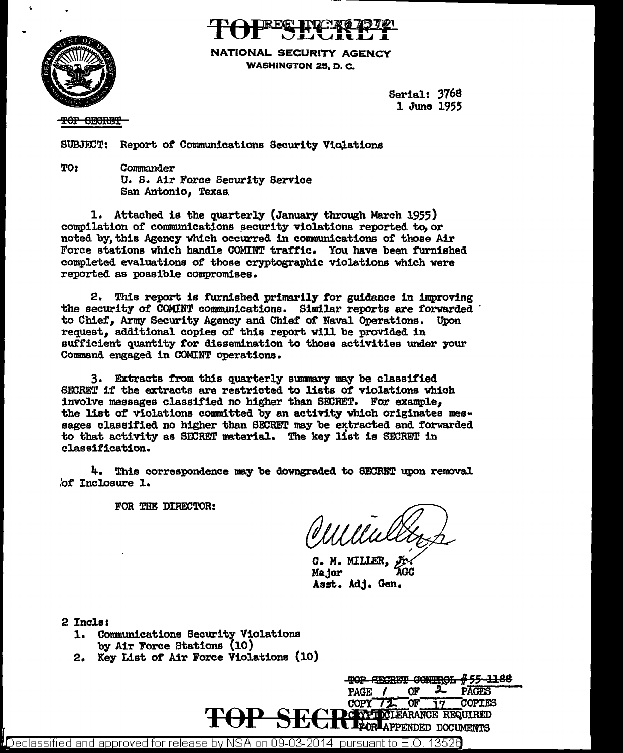TOP SECRET

NATIONAL SECURITY AGENCY
WASHINGTON 25, D. C.

Serial: 3768
1 June 1955

~~TOP SECRET~~

SUBJECT: Report of Communications Security Violations

TO: Commander
U. S. Air Force Security Service
San Antonio, Texas.

1. Attached is the quarterly (January through March 1955) compilation of communications security violations reported to, or noted by, this Agency which occurred in communications of those Air Force stations which handle COMINT traffic. You have been furnished completed evaluations of those cryptographic violations which were reported as possible compromises.

2. This report is furnished primarily for guidance in improving the security of COMINT communications. Similar reports are forwarded to Chief, Army Security Agency and Chief of Naval Operations. Upon request, additional copies of this report will be provided in sufficient quantity for dissemination to those activities under your Command engaged in COMINT operations.

3. Extracts from this quarterly summary may be classified SECRET if the extracts are restricted to lists of violations which involve messages classified no higher than SECRET. For example, the list of violations committed by an activity which originates messages classified no higher than SECRET may be extracted and forwarded to that activity as SECRET material. The key list is SECRET in classification.

4. This correspondence may be downgraded to SECRET upon removal of Inclosure 1.

FOR THE DIRECTOR:

C. M. MILLER, Jr.
Major AGC
Asst. Adj. Gen.

2 Incls:
1. Communications Security Violations by Air Force Stations (10)
2. Key List of Air Force Violations (10)

~~TOP SECRET CONTROL~~ #55-1168
PAGE 1 OF 2 PAGES
COPY 12 OF 17 COPIES
CRYPTO CLEARANCE REQUIRED FOR APPENDED DOCUMENTS

TOP SECRET

Declassified and approved for release by NSA on 09-03-2014 pursuant to E.O. 13526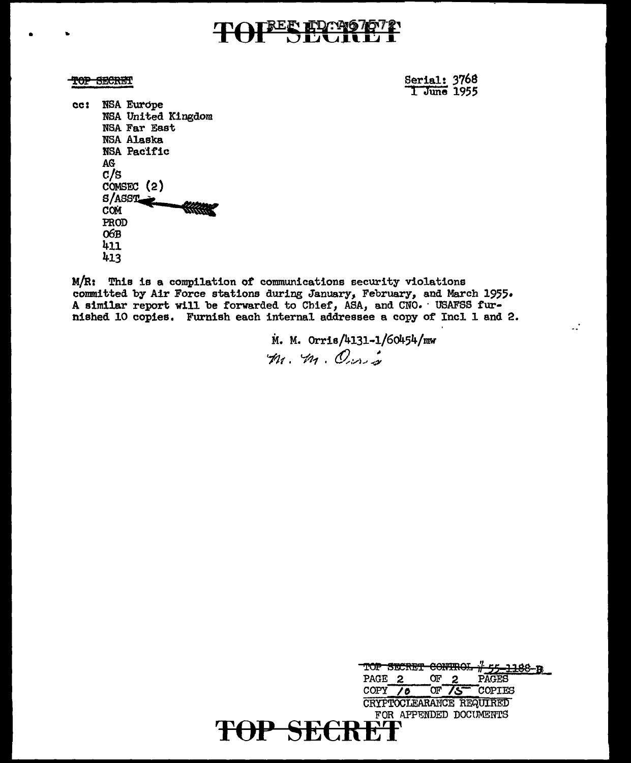~~TOP SECRET~~ Serial: 3768
1 June 1955

cc: NSA Europe
NSA United Kingdom
NSA Far East
NSA Alaska
NSA Pacific
AG
C/S
COMSEC (2)
S/ASST
COM
PROD
06B
411
413

M/R: This is a compilation of communications security violations committed by Air Force stations during January, February, and March 1955. A similar report will be forwarded to Chief, ASA, and CNO. USAFSS furnished 10 copies. Furnish each internal addressee a copy of Incl 1 and 2.

M. M. Orris/4131-1/60454/mw

*M. M. Orris*

~~TOP SECRET CONTROL~~ # 55-1188-B
PAGE 2 OF 2 PAGES
COPY 10 OF 15 COPIES
CRYPTOCLEARANCE REQUIRED
FOR APPENDED DOCUMENTS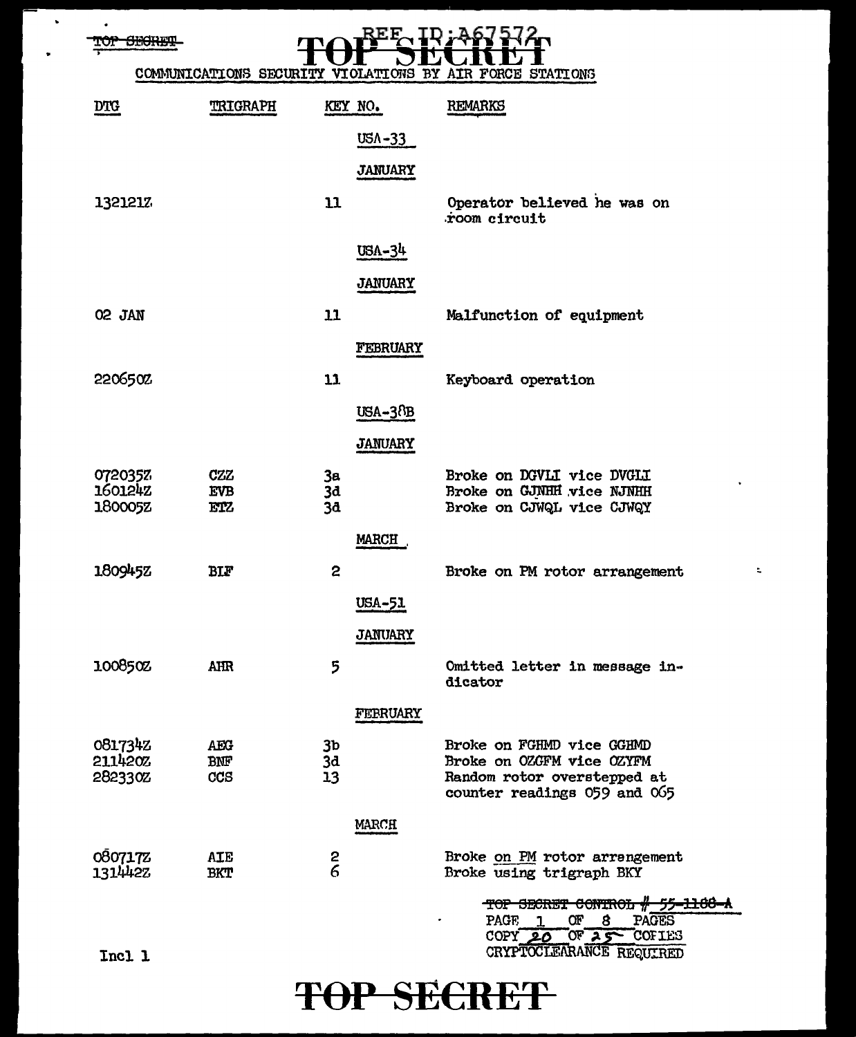TOP SECRET

REF ID:A67572

# TOP SECRET

## COMMUNICATIONS SECURITY VIOLATIONS BY AIR FORCE STATIONS

| DTG | TRIGRAPH | KEY NO. | REMARKS |
|---|---|---|---|
| | | **USA-33** | |
| | | **JANUARY** | |
| 132121Z | | 11 | Operator believed he was on room circuit |
| | | **USA-34** | |
| | | **JANUARY** | |
| 02 JAN | | 11 | Malfunction of equipment |
| | | **FEBRUARY** | |
| 220650Z | | 11 | Keyboard operation |
| | | **USA-38B** | |
| | | **JANUARY** | |
| 072035Z | CZZ | 3a | Broke on DGVLI vice DVGLI |
| 160124Z | EVB | 3d | Broke on GJNHH vice NJNHH |
| 180005Z | ETZ | 3d | Broke on CJWQL vice CJWQY |
| | | **MARCH** | |
| 180945Z | BLF | 2 | Broke on PM rotor arrangement |
| | | **USA-51** | |
| | | **JANUARY** | |
| 100850Z | AHR | 5 | Omitted letter in message indicator |
| | | **FEBRUARY** | |
| 081734Z | AEG | 3b | Broke on FGHMD vice GGHMD |
| 211420Z | BNF | 3d | Broke on OZGFM vice OZYFM |
| 282330Z | CCS | 13 | Random rotor overstepped at counter readings 059 and 065 |
| | | **MARCH** | |
| 080717Z | AIE | 2 | Broke on PM rotor arrangement |
| 131442Z | BKT | 6 | Broke using trigraph BKY |

~~TOP SECRET CONTROL # 55-1188-A~~
PAGE 1 OF 8 PAGES
COPY 20 OF 25 COPIES
CRYPTOCLEARANCE REQUIRED

Incl 1

TOP SECRET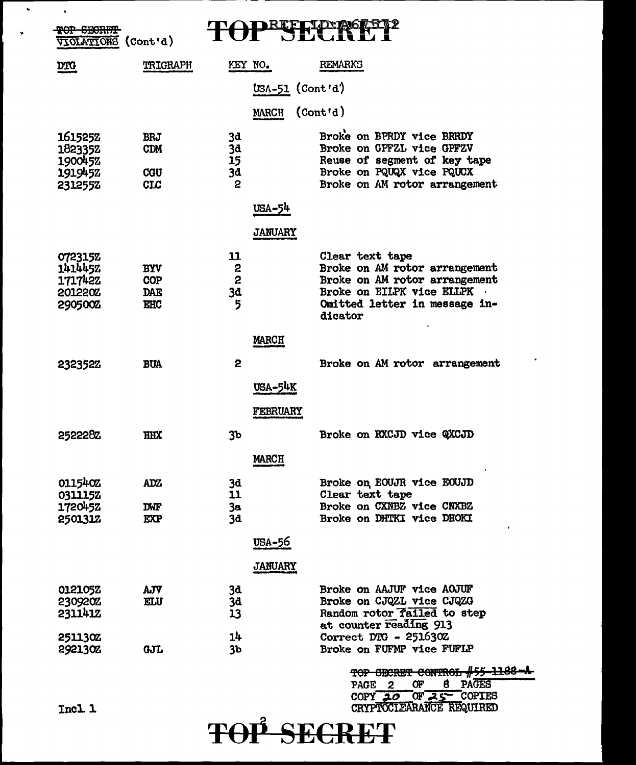TOP SECRET
VIOLATIONS (Cont'd)

| DTG | TRIGRAPH | KEY NO. | REMARKS |
|---|---|---|---|
| | | **USA-51 (Cont'd)** | |
| | | **MARCH (Cont'd)** | |
| 161525Z | BRJ | 3d | Broke on BPRDY vice BRRDY |
| 182335Z | CDM | 3d | Broke on GPFZL vice GPFZV |
| 190045Z | | 15 | Reuse of segment of key tape |
| 191945Z | CGU | 3d | Broke on PQUQX vice PQUCX |
| 231255Z | CLC | 2 | Broke on AM rotor arrangement |
| | | **USA-54** | |
| | | **JANUARY** | |
| 072315Z | | 11 | Clear text tape |
| 141445Z | BYV | 2 | Broke on AM rotor arrangement |
| 171742Z | COP | 2 | Broke on AM rotor arrangement |
| 201220Z | DAE | 3d | Broke on EILPK vice ELLPK |
| 290500Z | EHC | 5 | Omitted letter in message indicator |
| | | **MARCH** | |
| 232352Z | BUA | 2 | Broke on AM rotor arrangement |
| | | **USA-54K** | |
| | | **FEBRUARY** | |
| 252228Z | HHX | 3b | Broke on RXCJD vice QXCJD |
| | | **MARCH** | |
| 011540Z | ADZ | 3d | Broke on EOUJR vice EOUJD |
| 031115Z | | 11 | Clear text tape |
| 172045Z | DWF | 3a | Broke on CXNBZ vice CNXBZ |
| 250131Z | EXP | 3d | Broke on DHTKI vice DHOKI |
| | | **USA-56** | |
| | | **JANUARY** | |
| 012105Z | AJV | 3d | Broke on AAJUF vice AOJUF |
| 230920Z | ELU | 3d | Broke on CJQZL vice CJQZG |
| 231141Z | | 13 | Random rotor failed to step at counter reading 913 |
| 251130Z | | 14 | Correct DTG - 251630Z |
| 292130Z | GJL | 3b | Broke on FUFMP vice FUFLP |

~~TOP SECRET CONTROL #55-1188-A~~
PAGE 2 OF 8 PAGES
COPY 20 OF 25 COPIES
CRYPTOCLEARANCE REQUIRED

Incl. 1

TOP SECRET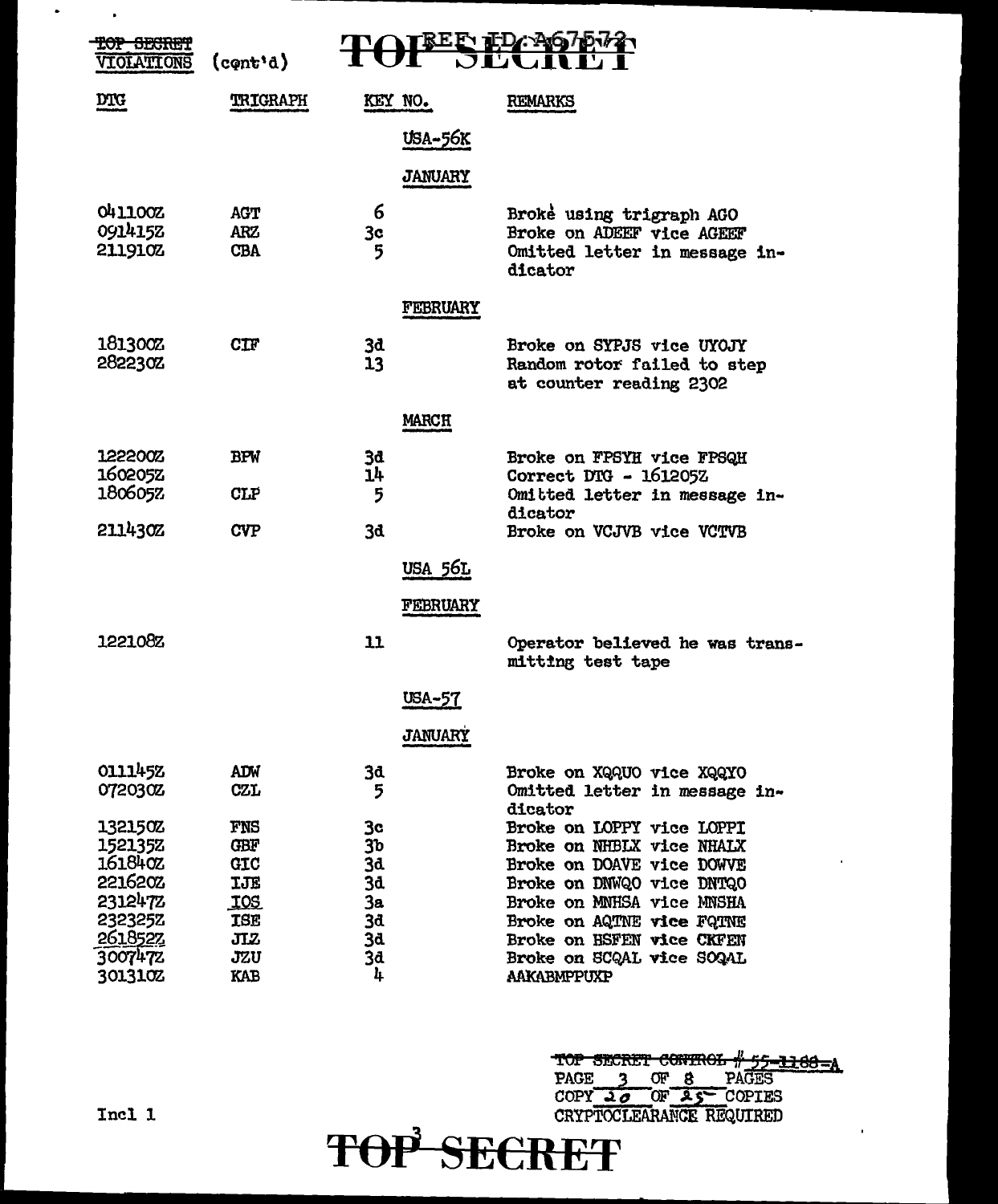TOP SECRET

REF ID:A67572

~~TOP SECRET~~ VIOLATIONS (cont'd)

| DTG | TRIGRAPH | KEY NO. | REMARKS |
|---|---|---|---|
| | | **USA-56K** | |
| | | **JANUARY** | |
| 041100Z | AGT | 6 | Broke using trigraph AGO |
| 091415Z | ARZ | 3c | Broke on ADEEF vice AGEEF |
| 211910Z | CBA | 5 | Omitted letter in message indicator |
| | | **FEBRUARY** | |
| 181300Z | CIF | 3d | Broke on SYPJS vice UYOJY |
| 282230Z | | 13 | Random rotor failed to step at counter reading 2302 |
| | | **MARCH** | |
| 122200Z | BPW | 3d | Broke on FPSYH vice FPSQH |
| 160205Z | | 14 | Correct DTG - 161205Z |
| 180605Z | CLP | 5 | Omitted letter in message indicator |
| 211430Z | CVP | 3d | Broke on VCJVB vice VCTVB |
| | | **USA 56L** | |
| | | **FEBRUARY** | |
| 122108Z | | 11 | Operator believed he was transmitting test tape |
| | | **USA-57** | |
| | | **JANUARY** | |
| 011145Z | ADW | 3d | Broke on XQQUO vice XQQYO |
| 072030Z | CZL | 5 | Omitted letter in message indicator |
| 132150Z | FNS | 3c | Broke on LOPPY vice LOPPI |
| 152135Z | GBF | 3b | Broke on NHBLX vice NHALX |
| 161840Z | GIC | 3d | Broke on DOAVE vice DOWVE |
| 221620Z | IJE | 3d | Broke on DNWQO vice DNTQO |
| 231247Z | IOS | 3a | Broke on MNHSA vice MNSHA |
| 232325Z | ISE | 3d | Broke on AQTNE vice FQTNE |
| 261852Z | JIZ | 3d | Broke on HSFEN vice CKFEN |
| 300747Z | JZU | 3d | Broke on SCQAL vice SOQAL |
| 301310Z | KAB | 4 | AAKABMPPUXP |

~~TOP SECRET CONTROL # 55-1188-A~~
PAGE 3 OF 8 PAGES
COPY 20 OF 25 COPIES
CRYPTOCLEARANCE REQUIRED

Incl 1

TOP SECRET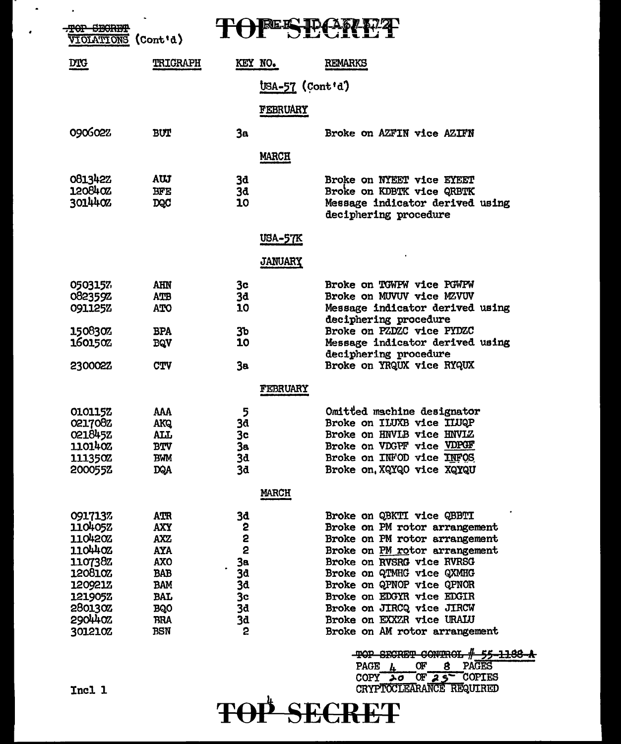TOP SECRET

VIOLATIONS (Cont'd)

| DTG | TRIGRAPH | KEY NO. | REMARKS |
|---|---|---|---|
| | | **USA-57 (Cont'd)** | |
| | | **FEBRUARY** | |
| 090602Z | BUT | 3a | Broke on AZFIN vice AZIFN |
| | | **MARCH** | |
| 081342Z | AUJ | 3d | Broke on NYEET vice EYEET |
| 120840Z | BFE | 3d | Broke on KDBTK vice QRBTK |
| 301440Z | DQC | 10 | Message indicator derived using deciphering procedure |
| | | **USA-57K** | |
| | | **JANUARY** | |
| 050315Z | AHN | 3c | Broke on TGWPW vice PGWPW |
| 082359Z | ATB | 3d | Broke on MUVUV vice MZVUV |
| 091125Z | ATO | 10 | Message indicator derived using deciphering procedure |
| 150830Z | BPA | 3b | Broke on PZDZC vice PYDZC |
| 160150Z | BQV | 10 | Message indicator derived using deciphering procedure |
| 230002Z | CTV | 3a | Broke on YRQUX vice RYQUX |
| | | **FEBRUARY** | |
| 010115Z | AAA | 5 | Omitted machine designator |
| 021708Z | AKQ | 3d | Broke on ILUXB vice ILUQP |
| 021845Z | ALL | 3c | Broke on HNVLB vice HNVLZ |
| 110140Z | BTV | 3a | Broke on VDGPF vice VDPGF |
| 111350Z | BWM | 3d | Broke on INFOD vice INFOS |
| 200055Z | DQA | 3d | Broke on XQYQO vice XQYQU |
| | | **MARCH** | |
| 091713Z | ATR | 3d | Broke on QBKTI vice QBBTI |
| 110405Z | AXY | 2 | Broke on PM rotor arrangement |
| 110420Z | AXZ | 2 | Broke on PM rotor arrangement |
| 110440Z | AYA | 2 | Broke on PM rotor arrangement |
| 110738Z | AXO | 3a | Broke on RVSRG vice RVRSG |
| 120810Z | BAB | 3d | Broke on QTMHG vice QXMHG |
| 120921Z | BAM | 3d | Broke on QPNOP vice QPNOR |
| 121905Z | BAL | 3c | Broke on EDGYR vice EDGIR |
| 280130Z | BQO | 3d | Broke on JIRCQ vice JIRCW |
| 290440Z | BRA | 3d | Broke on EXXZR vice URALU |
| 301210Z | BSN | 2 | Broke on AM rotor arrangement |

TOP SECRET CONTROL # 55-1188-A
PAGE 4 OF 8 PAGES
COPY 20 OF 25 COPIES
CRYPTOCLEARANCE REQUIRED

Incl 1

TOP SECRET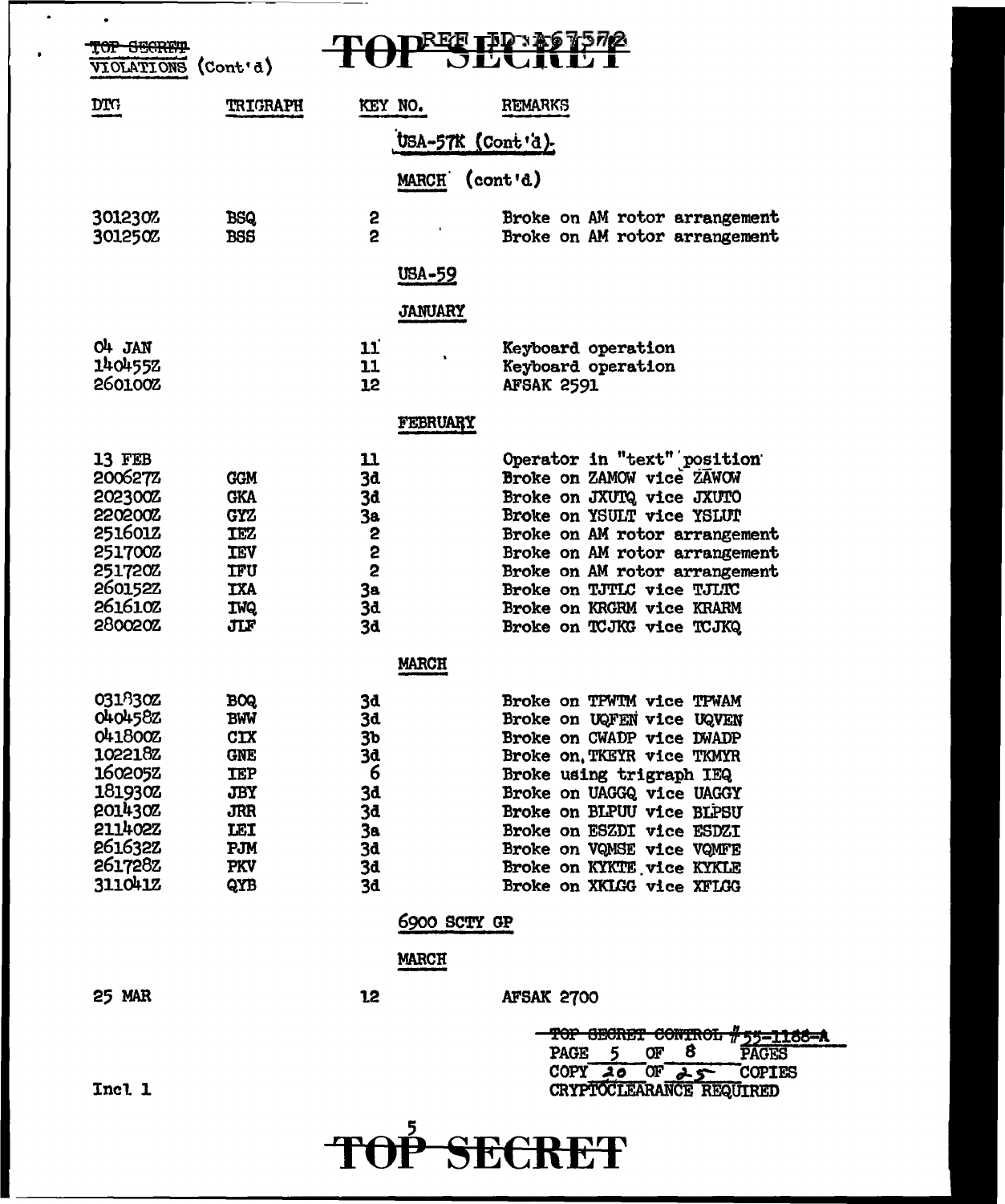~~TOP SECRET~~
VIOLATIONS (Cont'd)

| DTG | TRIGRAPH | KEY NO. | REMARKS |
|---|---|---|---|
| | | **USA-57K (Cont'd)** | |
| | | **MARCH (cont'd)** | |
| 301230Z | BSQ | 2 | Broke on AM rotor arrangement |
| 301250Z | BSS | 2 | Broke on AM rotor arrangement |
| | | **USA-59** | |
| | | **JANUARY** | |
| 04 JAN | | 11 | Keyboard operation |
| 140455Z | | 11 | Keyboard operation |
| 260100Z | | 12 | AFSAK 2591 |
| | | **FEBRUARY** | |
| 13 FEB | | 11 | Operator in "text" position |
| 200627Z | GGM | 3d | Broke on ZAMOW vice ZAWOW |
| 202300Z | GKA | 3d | Broke on JXUTQ vice JXUTO |
| 220200Z | GYZ | 3a | Broke on YSULT vice YSLUT |
| 251601Z | IEZ | 2 | Broke on AM rotor arrangement |
| 251700Z | IEV | 2 | Broke on AM rotor arrangement |
| 251720Z | IFU | 2 | Broke on AM rotor arrangement |
| 260152Z | IXA | 3a | Broke on TJTLC vice TJLTC |
| 261610Z | IWQ | 3d | Broke on KRGRM vice KRARM |
| 280020Z | JLF | 3d | Broke on TCJKG vice TCJKQ |
| | | **MARCH** | |
| 031830Z | BOQ | 3d | Broke on TPWTM vice TPWAM |
| 040458Z | BWW | 3d | Broke on UQFEN vice UQVEN |
| 041800Z | CIX | 3b | Broke on CWADP vice DWADP |
| 102218Z | GNE | 3d | Broke on TKEYR vice TKMYR |
| 160205Z | IEP | 6 | Broke using trigraph IEQ |
| 181930Z | JBY | 3d | Broke on UAGGQ vice UAGGY |
| 201430Z | JRR | 3d | Broke on BLPUU vice BLPSU |
| 211402Z | LEI | 3a | Broke on ESZDI vice ESDZI |
| 261632Z | PJM | 3d | Broke on VQMSE vice VQMFE |
| 261728Z | PKV | 3d | Broke on KYKTE vice KYKLE |
| 311041Z | QYB | 3d | Broke on XKLGG vice XFLGG |
| | | **6900 SCTY GP** | |
| | | **MARCH** | |
| 25 MAR | | 12 | AFSAK 2700 |

~~TOP SECRET CONTROL #55-1188-A~~
PAGE 5 OF 8 PAGES
COPY 20 OF 25 COPIES
CRYPTOCLEARANCE REQUIRED

Incl 1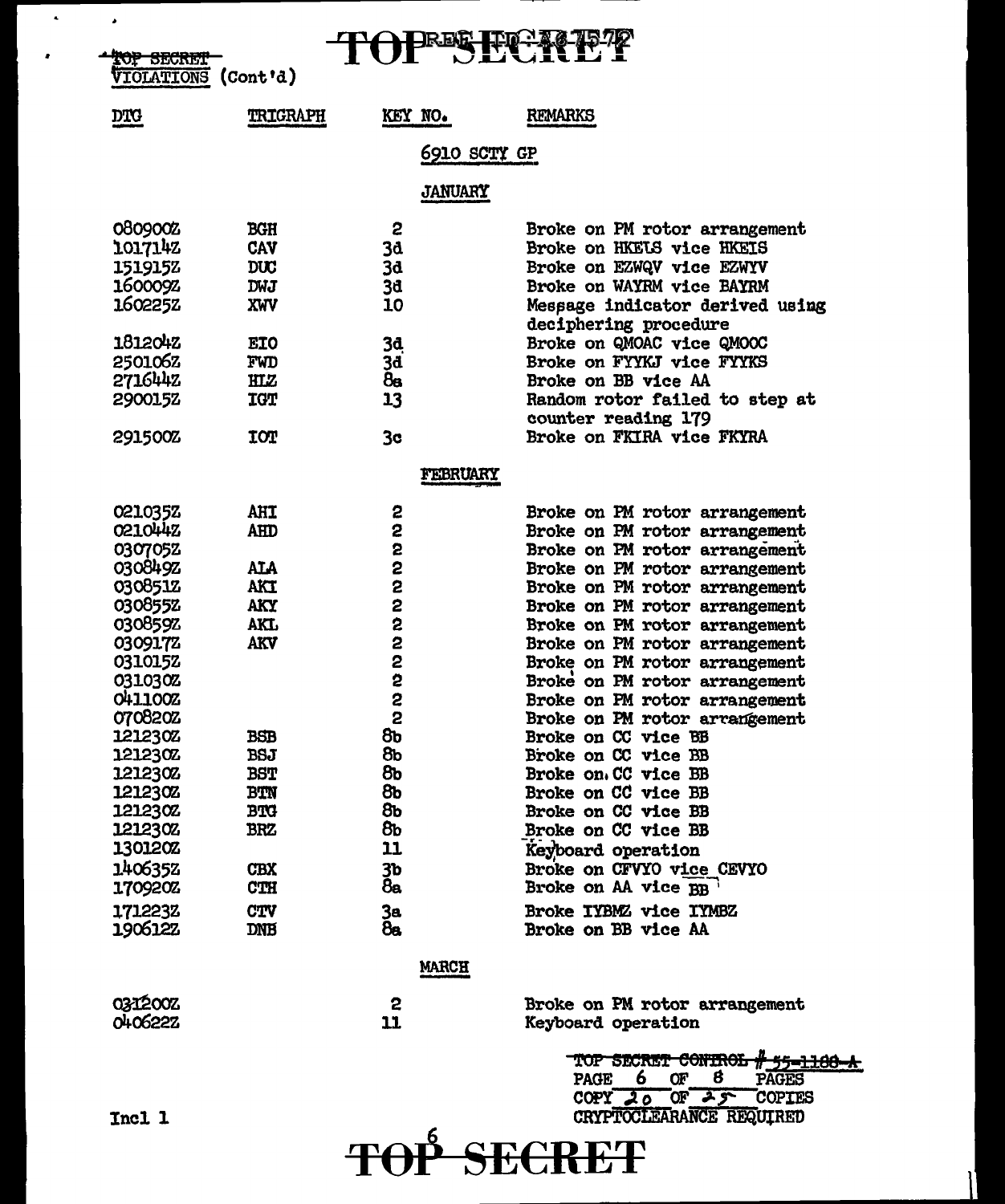TOP SECRET

VIOLATIONS (Cont'd)

| DTG | TRIGRAPH | KEY NO. | REMARKS |
|---|---|---|---|
| | | **6910 SCTY GP** | |
| | | **JANUARY** | |
| 080900Z | BGH | 2 | Broke on PM rotor arrangement |
| 101714Z | CAV | 3d | Broke on HKELS vice HKEIS |
| 151915Z | DUC | 3d | Broke on EZWQV vice EZWYV |
| 160009Z | DWJ | 3d | Broke on WAYRM vice BAYRM |
| 160225Z | XWV | 10 | Message indicator derived using deciphering procedure |
| 181204Z | EIO | 3d | Broke on QMOAC vice QMOOC |
| 250106Z | FWD | 3d | Broke on FYYKJ vice FYYKS |
| 271644Z | HLZ | 8a | Broke on BB vice AA |
| 290015Z | IGT | 13 | Random rotor failed to step at counter reading 179 |
| 291500Z | IOT | 3c | Broke on FKIRA vice FKYRA |
| | | **FEBRUARY** | |
| 021035Z | AHI | 2 | Broke on PM rotor arrangement |
| 021044Z | AHD | 2 | Broke on PM rotor arrangement |
| 030705Z | | 2 | Broke on PM rotor arrangement |
| 030849Z | ALA | 2 | Broke on PM rotor arrangement |
| 030851Z | AKI | 2 | Broke on PM rotor arrangement |
| 030855Z | AKY | 2 | Broke on PM rotor arrangement |
| 030859Z | AKL | 2 | Broke on PM rotor arrangement |
| 030917Z | AKV | 2 | Broke on PM rotor arrangement |
| 031015Z | | 2 | Broke on PM rotor arrangement |
| 031030Z | | 2 | Broke on PM rotor arrangement |
| 041100Z | | 2 | Broke on PM rotor arrangement |
| 070820Z | | 2 | Broke on PM rotor arrangement |
| 121230Z | BSB | 8b | Broke on CC vice BB |
| 121230Z | BSJ | 8b | Broke on CC vice BB |
| 121230Z | BST | 8b | Broke on CC vice BB |
| 121230Z | BTN | 8b | Broke on CC vice BB |
| 121230Z | BTG | 8b | Broke on CC vice BB |
| 121230Z | BRZ | 8b | Broke on CC vice BB |
| 130120Z | | 11 | Keyboard operation |
| 140635Z | CBX | 3b | Broke on CFVYO vice CEVYO |
| 170920Z | CTH | 8a | Broke on AA vice BB |
| 171223Z | CTV | 3a | Broke IYBMZ vice IYMBZ |
| 190612Z | DNB | 8a | Broke on BB vice AA |
| | | **MARCH** | |
| 031200Z | | 2 | Broke on PM rotor arrangement |
| 040622Z | | 11 | Keyboard operation |

~~TOP SECRET CONTROL # 55-1180-A~~
PAGE 6 OF 8 PAGES
COPY 20 OF 25 COPIES
CRYPTOCLEARANCE REQUIRED

Incl 1

TOP SECRET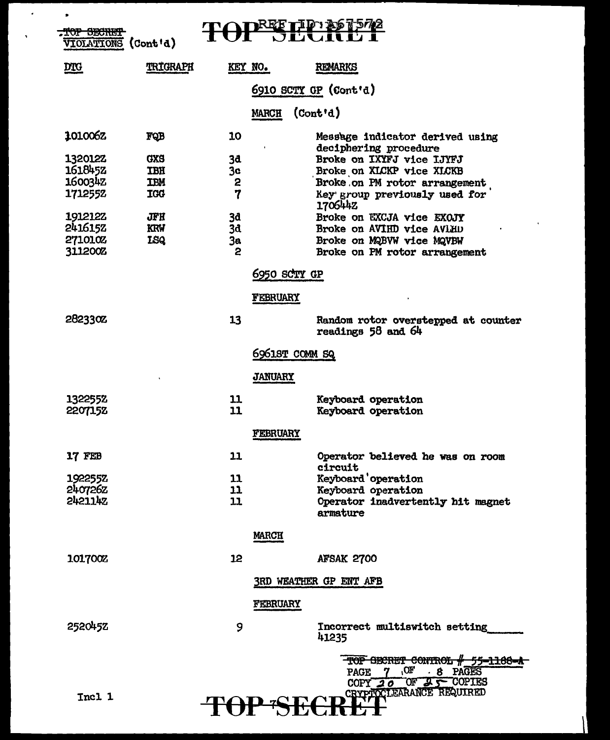~~TOP SECRET~~

VIOLATIONS (Cont'd)

| DTG | TRIGRAPH | KEY NO. | REMARKS |
|---|---|---|---|
| | | | 6910 SCTY GP (Cont'd) |
| | | | MARCH (Cont'd) |
| 101006Z | FQB | 10 | Message indicator derived using deciphering procedure |
| 132012Z | GXS | 3d | Broke on IXYFJ vice IJYFJ |
| 161845Z | IBH | 3c | Broke on XLCKP vice XLCKB |
| 160034Z | IBM | 2 | Broke on PM rotor arrangement |
| 171255Z | IGG | 7 | Key group previously used for 170644Z |
| 191212Z | JFH | 3d | Broke on EXCJA vice EXOJY |
| 241615Z | KRW | 3d | Broke on AVIHD vice AVLHD |
| 271010Z | LSQ | 3a | Broke on MQBVW vice MQVBW |
| 311200Z | | 2 | Broke on PM rotor arrangement |
| | | | 6950 SCTY GP |
| | | | FEBRUARY |
| 282330Z | | 13 | Random rotor overstepped at counter readings 58 and 64 |
| | | | 6961ST COMM SQ |
| | | | JANUARY |
| 132255Z | | 11 | Keyboard operation |
| 220715Z | | 11 | Keyboard operation |
| | | | FEBRUARY |
| 17 FEB | | 11 | Operator believed he was on room circuit |
| 192255Z | | 11 | Keyboard operation |
| 240726Z | | 11 | Keyboard operation |
| 242114Z | | 11 | Operator inadvertently hit magnet armature |
| | | | MARCH |
| 101700Z | | 12 | AFSAK 2700 |
| | | | 3RD WEATHER GP ENT AFB |
| | | | FEBRUARY |
| 252045Z | | 9 | Incorrect multiswitch setting 41235 |

~~TOP SECRET CONTROL # 55-1166-A~~
PAGE 7 OF 8 PAGES
COPY 20 OF 25 COPIES
CRYPTOCLEARANCE REQUIRED

Incl 1

TOP SECRET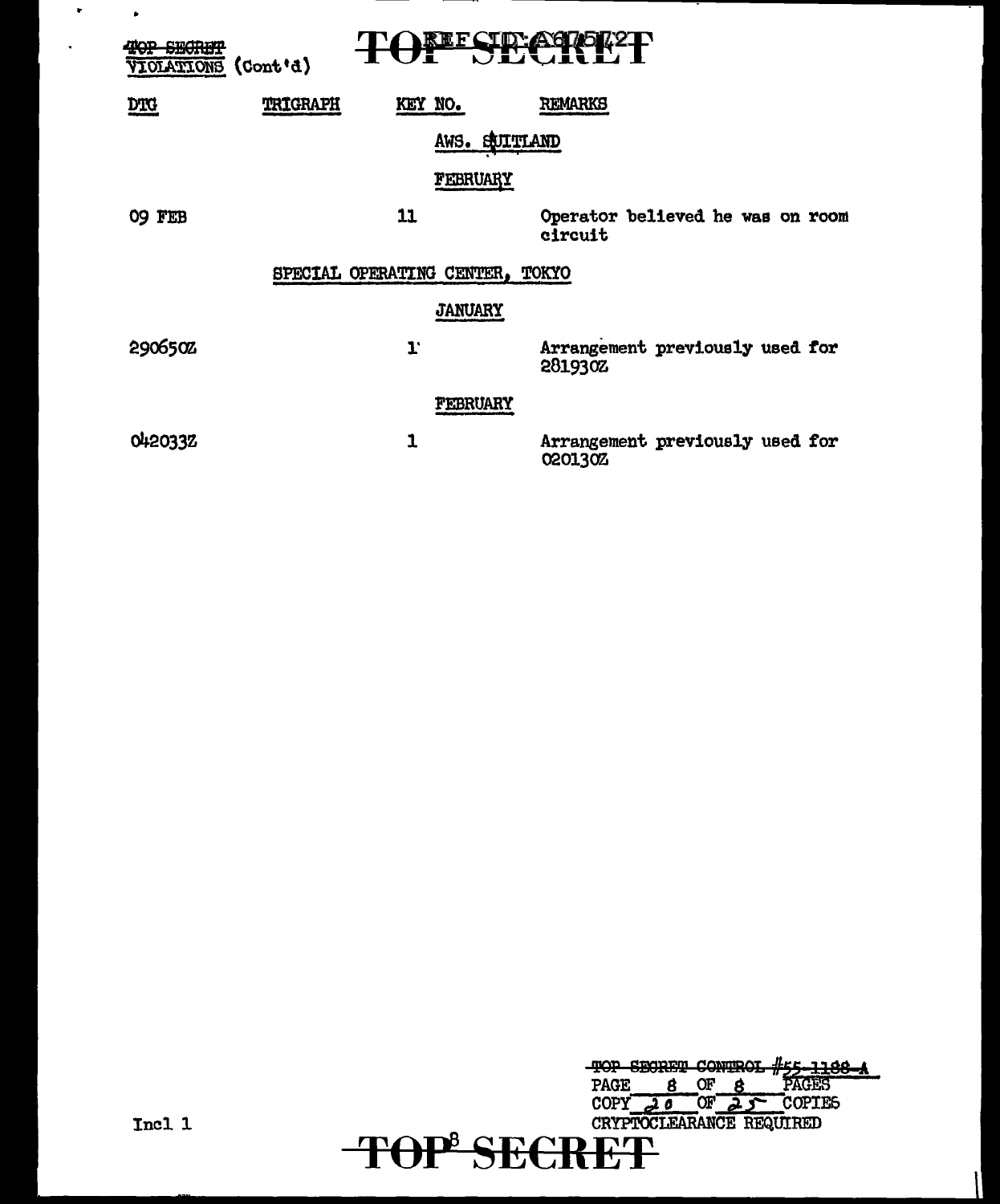~~TOP SECRET~~
VIOLATIONS (Cont'd)

# TOP SECRET

REF ID:A67542

| DTG | TRIGRAPH | KEY NO. | REMARKS |
|---|---|---|---|
| | | AWS. SUITLAND | |
| | | FEBRUARY | |
| 09 FEB | | 11 | Operator believed he was on room circuit |
| | SPECIAL OPERATING CENTER, TOKYO | | |
| | | JANUARY | |
| 290650Z | | 1 | Arrangement previously used for 281930Z |
| | | FEBRUARY | |
| 042033Z | | 1 | Arrangement previously used for 020130Z |

~~TOP SECRET CONTROL #55-1188-A~~
PAGE 8 OF 8 PAGES
COPY 20 OF 25 COPIES
CRYPTOCLEARANCE REQUIRED

Incl 1

~~TOP SECRET~~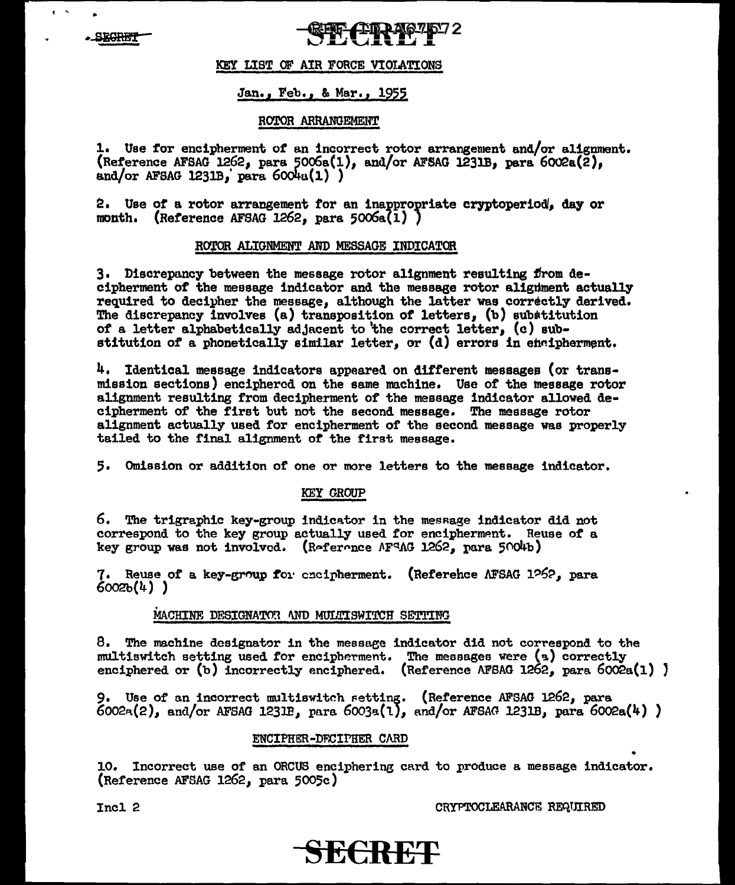SECRET

## KEY LIST OF AIR FORCE VIOLATIONS

### Jan., Feb., & Mar., 1955

#### ROTOR ARRANGEMENT

1. Use for encipherment of an incorrect rotor arrangement and/or alignment. (Reference AFSAG 1262, para 5006a(1), and/or AFSAG 1231B, para 6002a(2), and/or AFSAG 1231B, para 6004a(1) )

2. Use of a rotor arrangement for an inappropriate cryptoperiod, day or month. (Reference AFSAG 1262, para 5006a(1) )

#### ROTOR ALIGNMENT AND MESSAGE INDICATOR

3. Discrepancy between the message rotor alignment resulting from decipherment of the message indicator and the message rotor alignment actually required to decipher the message, although the latter was correctly derived. The discrepancy involves (a) transposition of letters, (b) substitution of a letter alphabetically adjacent to the correct letter, (c) substitution of a phonetically similar letter, or (d) errors in encipherment.

4. Identical message indicators appeared on different messages (or transmission sections) enciphered on the same machine. Use of the message rotor alignment resulting from decipherment of the message indicator allowed decipherment of the first but not the second message. The message rotor alignment actually used for encipherment of the second message was properly tailed to the final alignment of the first message.

5. Omission or addition of one or more letters to the message indicator.

#### KEY GROUP

6. The trigraphic key-group indicator in the message indicator did not correspond to the key group actually used for encipherment. Reuse of a key group was not involved. (Reference AFSAG 1262, para 5004b)

7. Reuse of a key-group for encipherment. (Reference AFSAG 1262, para 6002b(4) )

#### MACHINE DESIGNATOR AND MULTISWITCH SETTING

8. The machine designator in the message indicator did not correspond to the multiswitch setting used for encipherment. The messages were (a) correctly enciphered or (b) incorrectly enciphered. (Reference AFSAG 1262, para 6002a(1) )

9. Use of an incorrect multiswitch setting. (Reference AFSAG 1262, para 6002a(2), and/or AFSAG 1231B, para 6003a(1), and/or AFSAG 1231B, para 6002a(4) )

#### ENCIPHER-DECIPHER CARD

10. Incorrect use of an ORCUS enciphering card to produce a message indicator. (Reference AFSAG 1262, para 5005c)

Incl 2

CRYPTOCLEARANCE REQUIRED

SECRET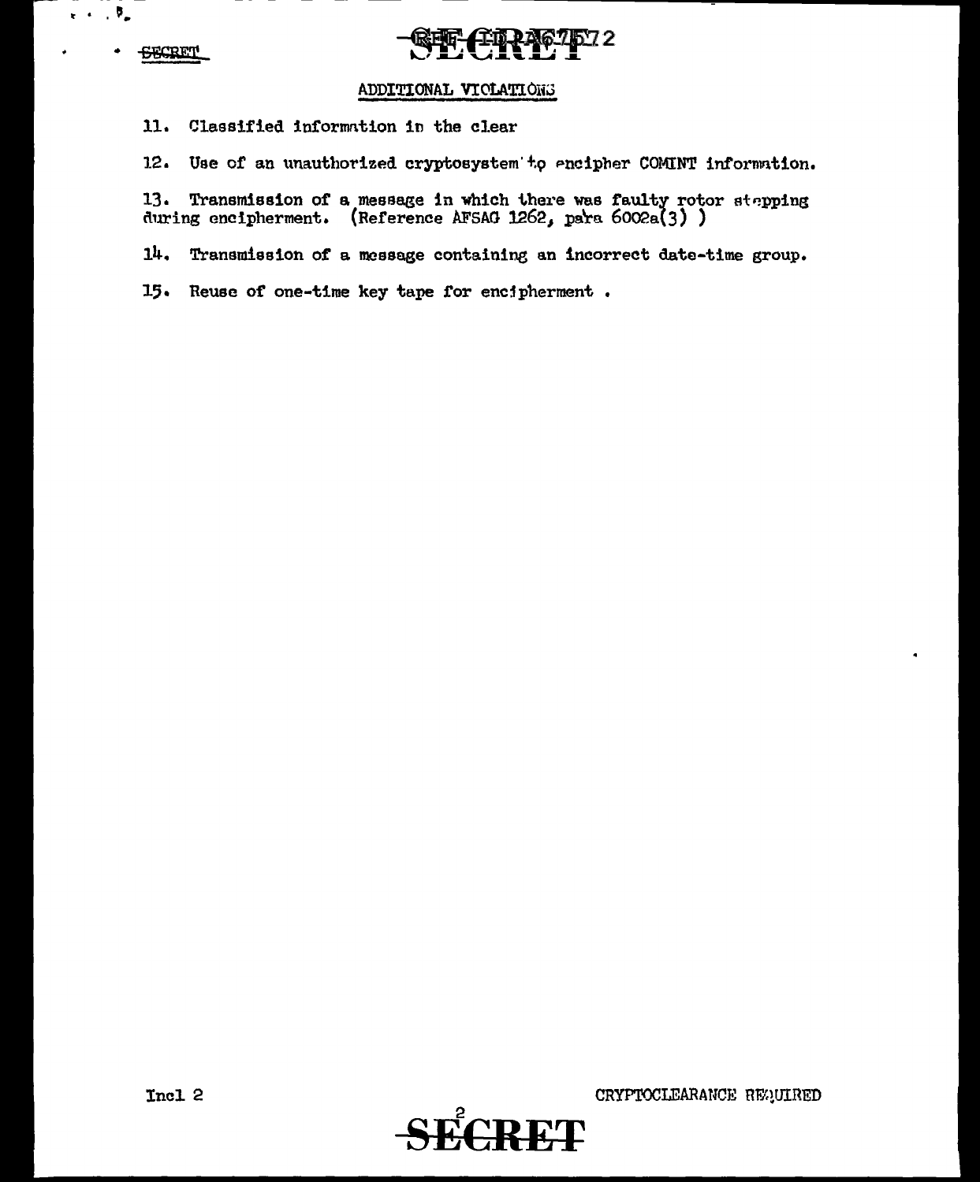## ADDITIONAL VIOLATIONS

11. Classified information in the clear

12. Use of an unauthorized cryptosystem to encipher COMINT information.

13. Transmission of a message in which there was faulty rotor stepping during encipherment. (Reference AFSAG 1262, para 6002a(3) )

14. Transmission of a message containing an incorrect date-time group.

15. Reuse of one-time key tape for encipherment .

Incl 2

CRYPTOCLEARANCE REQUIRED